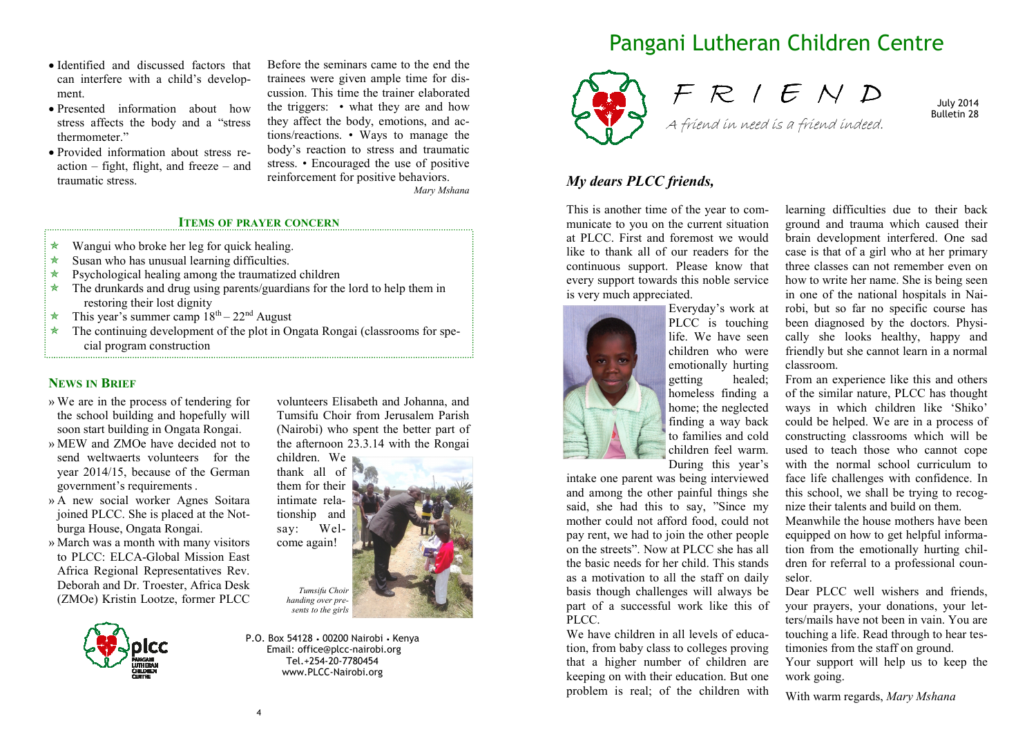- Identified and discussed factors that can interfere with a child's development.
- Presented information about how stress affects the body and a "stress thermometer."
- Provided information about stress reaction – fight, flight, and freeze – and traumatic stress.

Before the seminars came to the end the trainees were given ample time for discussion. This time the trainer elaborated the triggers: • what they are and how they affect the body, emotions, and actions/reactions. • Ways to manage the body's reaction to stress and traumatic stress. • Encouraged the use of positive reinforcement for positive behaviors.

*Mary Mshana*

## ITEMS OF PRAYER CONCERN

- Wangui who broke her leg for quick healing.
- Susan who has unusual learning difficulties.
- Psychological healing among the traumatized children
- The drunkards and drug using parents/guardians for the lord to help them in restoring their lost dignity
- This year's summer camp 18th – 22nd August
- The continuing development of the plot in Ongata Rongai (classrooms for special program construction

## NEWS IN BRIEF

- We are in the process of tendering for the school building and hopefully will soon start building in Ongata Rongai.
- MEW and ZMOe have decided not to send weltwaerts volunteers for the year 2014/15, because of the German government's requirements .
- A new social worker Agnes Soitara joined PLCC. She is placed at the Notburga House, Ongata Rongai.
- March was a month with many visitors to PLCC: ELCA-Global Mission East Africa Regional Representatives Rev. Deborah and Dr. Troester, Africa Desk (ZMOe) Kristin Lootze, former PLCC volunteers Elisabeth and Johanna, and Tumsifu Choir from Jerusalem Parish (Nairobi) who spent the better part of the afternoon 23.3.14 with the Rongai children. We thank all of them for their intimate relationship and say: Welcome again!

*Tumsifu Choir handing over presents to the girls*

P.O. Box 54128 • 00200 Nairobi • Kenya
Email: office@plcc-nairobi.org
Tel.+254-20-7780454
www.PLCC-Nairobi.org

# Pangani Lutheran Children Centre

## FRIEND

*A friend in need is a friend indeed.*

July 2014
Bulletin 28

### *My dears PLCC friends,*

This is another time of the year to communicate to you on the current situation at PLCC. First and foremost we would like to thank all of our readers for the continuous support. Please know that every support towards this noble service is very much appreciated.

Everyday's work at PLCC is touching life. We have seen children who were emotionally hurting getting healed; homeless finding a home; the neglected finding a way back to families and cold children feel warm. During this year's intake one parent was being interviewed and among the other painful things she said, she had this to say, "Since my mother could not afford food, could not pay rent, we had to join the other people on the streets". Now at PLCC she has all the basic needs for her child. This stands as a motivation to all the staff on daily basis though challenges will always be part of a successful work like this of PLCC.

We have children in all levels of education, from baby class to colleges proving that a higher number of children are keeping on with their education. But one problem is real; of the children with learning difficulties due to their back ground and trauma which caused their brain development interfered. One sad case is that of a girl who at her primary three classes can not remember even on how to write her name. She is being seen in one of the national hospitals in Nairobi, but so far no specific course has been diagnosed by the doctors. Physically she looks healthy, happy and friendly but she cannot learn in a normal classroom.

From an experience like this and others of the similar nature, PLCC has thought ways in which children like 'Shiko' could be helped. We are in a process of constructing classrooms which will be used to teach those who cannot cope with the normal school curriculum to face life challenges with confidence. In this school, we shall be trying to recognize their talents and build on them.

Meanwhile the house mothers have been equipped on how to get helpful information from the emotionally hurting children for referral to a professional counselor.

Dear PLCC well wishers and friends, your prayers, your donations, your letters/mails have not been in vain. You are touching a life. Read through to hear testimonies from the staff on ground.

Your support will help us to keep the work going.

With warm regards, *Mary Mshana*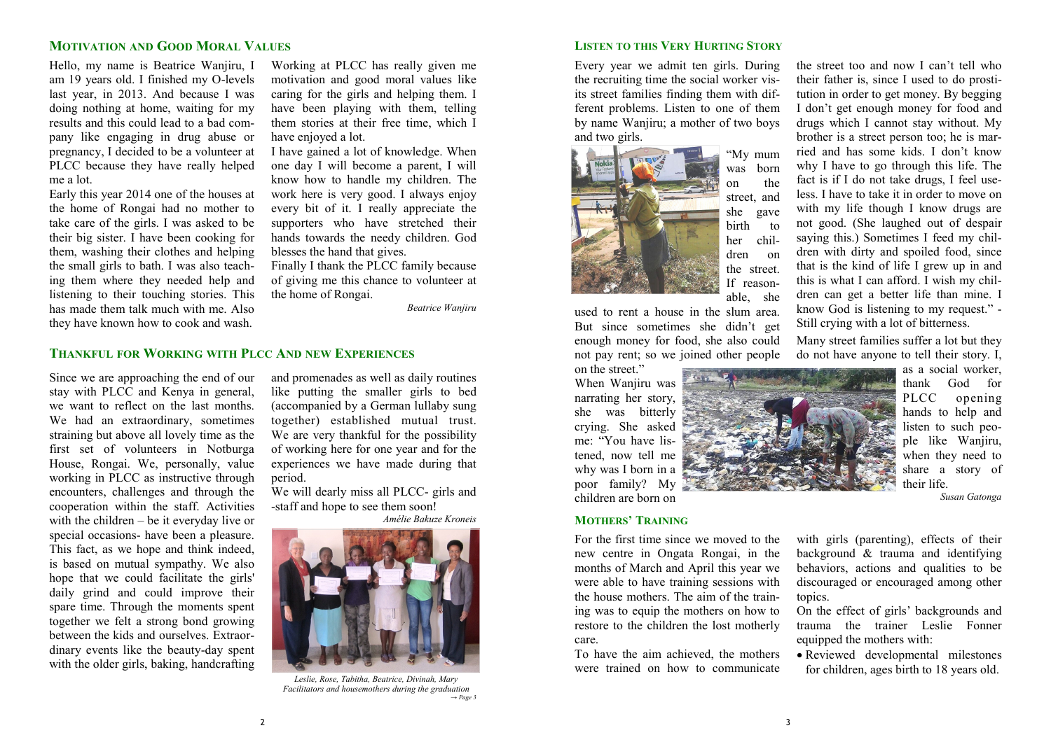## Motivation and Good Moral Values

Hello, my name is Beatrice Wanjiru, I am 19 years old. I finished my O-levels last year, in 2013. And because I was doing nothing at home, waiting for my results and this could lead to a bad company like engaging in drug abuse or pregnancy, I decided to be a volunteer at PLCC because they have really helped me a lot.

Early this year 2014 one of the houses at the home of Rongai had no mother to take care of the girls. I was asked to be their big sister. I have been cooking for them, washing their clothes and helping the small girls to bath. I was also teaching them where they needed help and listening to their touching stories. This has made them talk much with me. Also they have known how to cook and wash.

Working at PLCC has really given me motivation and good moral values like caring for the girls and helping them. I have been playing with them, telling them stories at their free time, which I have enjoyed a lot.

I have gained a lot of knowledge. When one day I will become a parent, I will know how to handle my children. The work here is very good. I always enjoy every bit of it. I really appreciate the supporters who have stretched their hands towards the needy children. God blesses the hand that gives.

Finally I thank the PLCC family because of giving me this chance to volunteer at the home of Rongai.

*Beatrice Wanjiru*

## Thankful for Working with PLCC and new Experiences

Since we are approaching the end of our stay with PLCC and Kenya in general, we want to reflect on the last months. We had an extraordinary, sometimes straining but above all lovely time as the first set of volunteers in Notburga House, Rongai. We, personally, value working in PLCC as instructive through encounters, challenges and through the cooperation within the staff. Activities with the children – be it everyday live or special occasions- have been a pleasure. This fact, as we hope and think indeed, is based on mutual sympathy. We also hope that we could facilitate the girls' daily grind and could improve their spare time. Through the moments spent together we felt a strong bond growing between the kids and ourselves. Extraordinary events like the beauty-day spent with the older girls, baking, handcrafting and promenades as well as daily routines like putting the smaller girls to bed (accompanied by a German lullaby sung together) established mutual trust. We are very thankful for the possibility of working here for one year and for the experiences we have made during that period.

We will dearly miss all PLCC- girls and -staff and hope to see them soon!

*Amélie Bakuze Kroneis*

*Leslie, Rose, Tabitha, Beatrice, Divinah, Mary*
*Facilitators and housemothers during the graduation*
*→ Page 3*

## Listen to this Very Hurting Story

Every year we admit ten girls. During the recruiting time the social worker visits street families finding them with different problems. Listen to one of them by name Wanjiru; a mother of two boys and two girls.

"My mum was born on the street, and she gave birth to her children on the street. If reasonable, she used to rent a house in the slum area. But since sometimes she didn't get enough money for food, she also could not pay rent; so we joined other people on the street."

When Wanjiru was narrating her story, she was bitterly crying. She asked me: "You have listened, now tell me why was I born in a poor family? My children are born on the street too and now I can't tell who their father is, since I used to do prostitution in order to get money. By begging I don't get enough money for food and drugs which I cannot stay without. My brother is a street person too; he is married and has some kids. I don't know why I have to go through this life. The fact is if I do not take drugs, I feel useless. I have to take it in order to move on with my life though I know drugs are not good. (She laughed out of despair saying this.) Sometimes I feed my children with dirty and spoiled food, since that is the kind of life I grew up in and this is what I can afford. I wish my children can get a better life than mine. I know God is listening to my request." - Still crying with a lot of bitterness.

Many street families suffer a lot but they do not have anyone to tell their story. I, as a social worker, thank God for PLCC opening hands to help and listen to such people like Wanjiru, when they need to share a story of their life.

*Susan Gatonga*

## Mothers' Training

For the first time since we moved to the new centre in Ongata Rongai, in the months of March and April this year we were able to have training sessions with the house mothers. The aim of the training was to equip the mothers on how to restore to the children the lost motherly care.

To have the aim achieved, the mothers were trained on how to communicate with girls (parenting), effects of their background & trauma and identifying behaviors, actions and qualities to be discouraged or encouraged among other topics.

On the effect of girls' backgrounds and trauma the trainer Leslie Fonner equipped the mothers with:

- Reviewed developmental milestones for children, ages birth to 18 years old.